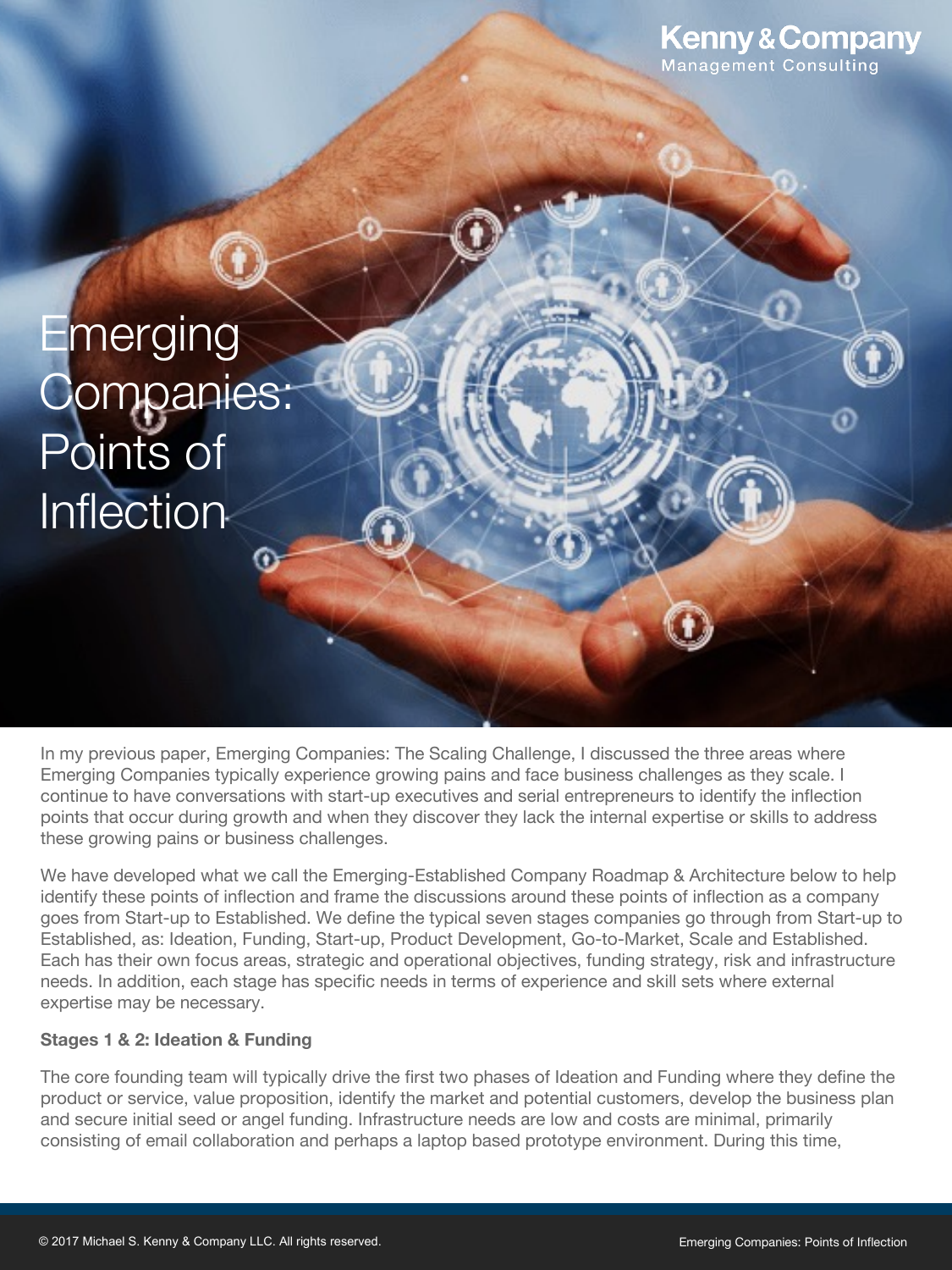# Emerging Companies: Points of Inflection

In my previous paper, Emerging Companies: The Scaling Challenge, I discussed the three areas where Emerging Companies typically experience growing pains and face business challenges as they scale. I continue to have conversations with start-up executives and serial entrepreneurs to identify the inflection points that occur during growth and when they discover they lack the internal expertise or skills to address these growing pains or business challenges.

We have developed what we call the Emerging-Established Company Roadmap & Architecture below to help identify these points of inflection and frame the discussions around these points of inflection as a company goes from Start-up to Established. We define the typical seven stages companies go through from Start-up to Established, as: Ideation, Funding, Start-up, Product Development, Go-to-Market, Scale and Established. Each has their own focus areas, strategic and operational objectives, funding strategy, risk and infrastructure needs. In addition, each stage has specific needs in terms of experience and skill sets where external expertise may be necessary.

**Stages 1 & 2: Ideation & Funding**

The core founding team will typically drive the first two phases of Ideation and Funding where they define the product or service, value proposition, identify the market and potential customers, develop the business plan and secure initial seed or angel funding. Infrastructure needs are low and costs are minimal, primarily consisting of email collaboration and perhaps a laptop based prototype environment. During this time,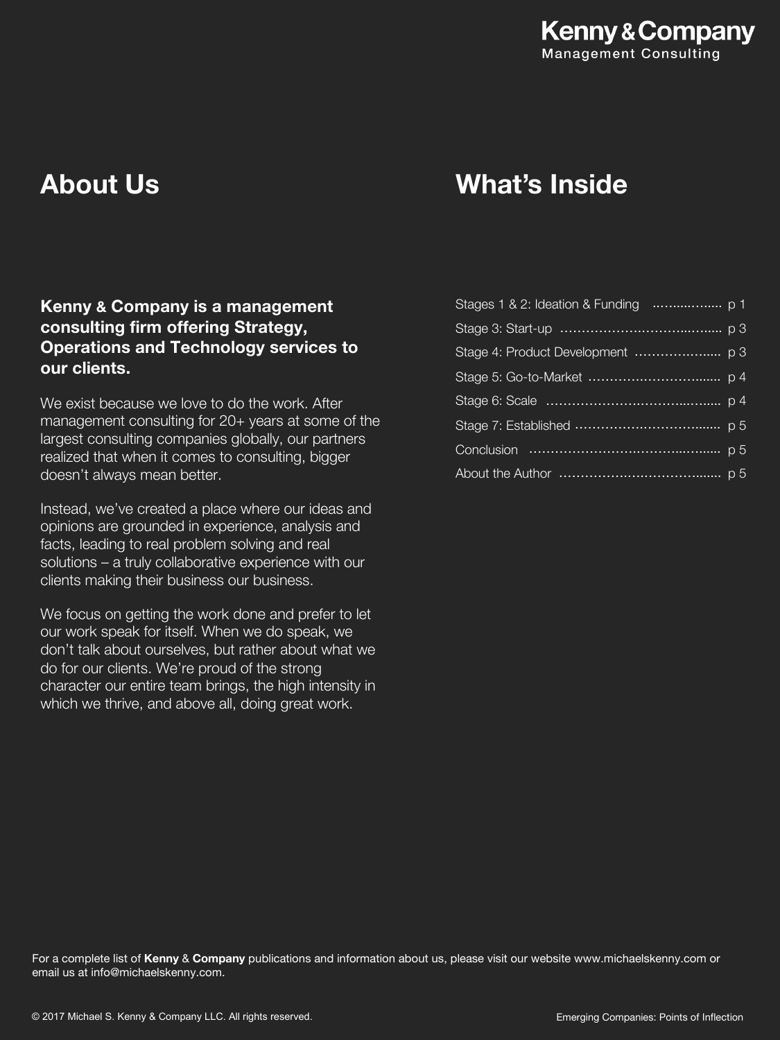**Kenny & Company**
Management Consulting

## About Us

**Kenny & Company is a management consulting firm offering Strategy, Operations and Technology services to our clients.**

We exist because we love to do the work. After management consulting for 20+ years at some of the largest consulting companies globally, our partners realized that when it comes to consulting, bigger doesn't always mean better.

Instead, we've created a place where our ideas and opinions are grounded in experience, analysis and facts, leading to real problem solving and real solutions – a truly collaborative experience with our clients making their business our business.

We focus on getting the work done and prefer to let our work speak for itself. When we do speak, we don't talk about ourselves, but rather about what we do for our clients. We're proud of the strong character our entire team brings, the high intensity in which we thrive, and above all, doing great work.

## What's Inside

| | |
|---|---|
| Stages 1 & 2: Ideation & Funding | p 1 |
| Stage 3: Start-up | p 3 |
| Stage 4: Product Development | p 3 |
| Stage 5: Go-to-Market | p 4 |
| Stage 6: Scale | p 4 |
| Stage 7: Established | p 5 |
| Conclusion | p 5 |
| About the Author | p 5 |

For a complete list of **Kenny** & **Company** publications and information about us, please visit our website www.michaelskenny.com or email us at info@michaelskenny.com.

© 2017 Michael S. Kenny & Company LLC. All rights reserved.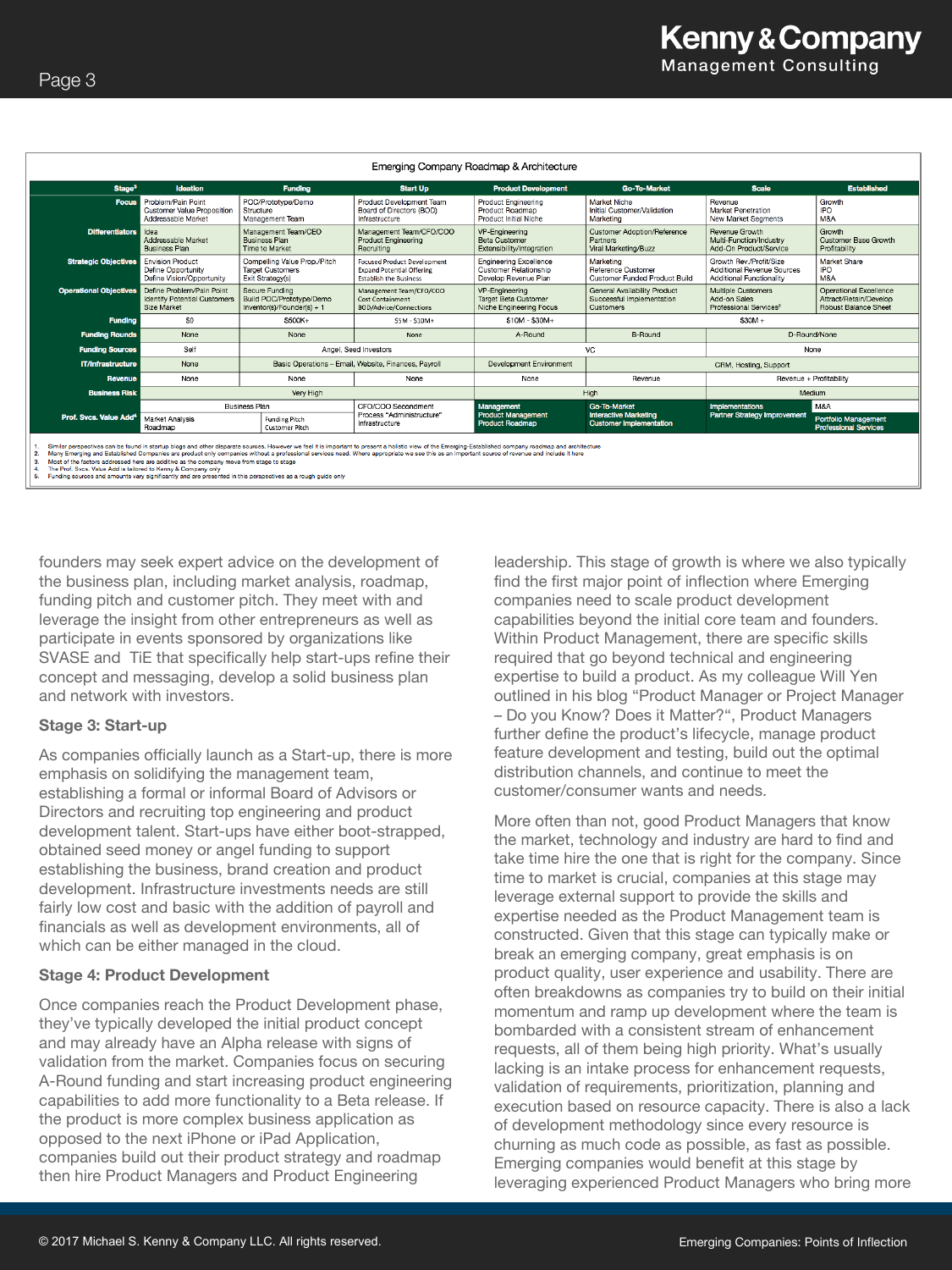**Emerging Company Roadmap & Architecture**

| Stage[3] | Ideation | Funding | Start Up | Product Development | Go-To-Market | Scale | Established |
|---|---|---|---|---|---|---|---|
| Focus | Problem/Pain Point<br>Customer Value Proposition<br>Addressable Market | POC/Prototype/Demo<br>Structure<br>Management Team | Product Development Team<br>Board of Directors (BOD)<br>Infrastructure | Product Engineering<br>Product Roadmap<br>Product Initial Niche | Market Niche<br>Initial Customer/Validation<br>Marketing | Revenue<br>Market Penetration<br>New Market Segments | Growth<br>IPO<br>M&A |
| Differentiators | Idea<br>Addressable Market<br>Business Plan | Management Team/CEO<br>Business Plan<br>Time to Market | Management Team/CFO/COO<br>Product Engineering<br>Recruiting | VP-Engineering<br>Beta Customer<br>Extensibility/Integration | Customer Adoption/Reference<br>Partners<br>Viral Marketing/Buzz | Revenue Growth<br>Multi-Function/Industry<br>Add-On Product/Service | Growth<br>Customer Base Growth<br>Profitability |
| Strategic Objectives | Envision Product<br>Define Opportunity<br>Define Vision/Opportunity | Compelling Value Prop./Pitch<br>Target Customers<br>Exit Strategy(s) | Focused Product Development<br>Expand Potential Offering<br>Establish the Business | Engineering Excellence<br>Customer Relationship<br>Develop Revenue Plan | Marketing<br>Reference Customer<br>Customer Funded Product Build | Growth Rev./Profit/Size<br>Additional Revenue Sources<br>Additional Functionality | Market Share<br>IPO<br>M&A |
| Operational Objectives | Define Problem/Pain Point<br>Identify Potential Customers<br>Size Market | Secure Funding<br>Build POC/Prototype/Demo<br>Inventor(s)/Founder(s) + 1 | Management Team/CFO/COO<br>Cost Containment<br>BOD/Advice/Connections | VP-Engineering<br>Target Beta Customer<br>Niche Engineering Focus | General Availability Product<br>Successful Implementation<br>Customers | Multiple Customers<br>Add-on Sales<br>Professional Services[2] | Operational Excellence<br>Attract/Retain/Develop<br>Robust Balance Sheet |
| Funding | $0 | $500K+ | $5M - $10M+ | $10M - $30M+ | | $30M + | |
| Funding Rounds | None | None | None | A-Round | B-Round | D-Round/None | |
| Funding Sources | Self | Angel, Seed Investors | | VC | | None | |
| IT/Infrastructure | None | Basic Operations – Email, Website, Finances, Payroll | | Development Environment | CRM, Hosting, Support | | |
| Revenue | None | None | None | None | Revenue | Revenue + Profitability | |
| Business Risk | Very High | | | High | | Medium | |
| Prof. Svcs. Value Add[4] | Business Plan<br>Market Analysis<br>Roadmap | Funding Pitch<br>Customer Pitch | CFO/COO Secondment<br>Process "Administructure"<br>Infrastructure | Management<br>Product Management<br>Product Roadmap | Go-To-Market<br>Interactive Marketing<br>Customer Implementation | Implementations<br>Partner Strategy Improvement | M&A<br>Portfolio Management<br>Professional Services |

1. Similar perspectives can be found in startup blogs and other disparate sources. However we feel it is important to present a holistic view of the Emerging-Established company roadmap and architecture
2. Many Emerging and Established Companies are product only companies without a professional services need. Where appropriate we see this as an important source of revenue and include it here
3. Most of the factors addressed here are additive as the company move from stage to stage
4. The Prof. Svcs. Value Add is tailored to Kenny & Company only
5. Funding sources and amounts vary significantly and are presented in this perspectives as a rough guide only

founders may seek expert advice on the development of the business plan, including market analysis, roadmap, funding pitch and customer pitch. They meet with and leverage the insight from other entrepreneurs as well as participate in events sponsored by organizations like SVASE and TiE that specifically help start-ups refine their concept and messaging, develop a solid business plan and network with investors.

**Stage 3: Start-up**

As companies officially launch as a Start-up, there is more emphasis on solidifying the management team, establishing a formal or informal Board of Advisors or Directors and recruiting top engineering and product development talent. Start-ups have either boot-strapped, obtained seed money or angel funding to support establishing the business, brand creation and product development. Infrastructure investments needs are still fairly low cost and basic with the addition of payroll and financials as well as development environments, all of which can be either managed in the cloud.

**Stage 4: Product Development**

Once companies reach the Product Development phase, they've typically developed the initial product concept and may already have an Alpha release with signs of validation from the market. Companies focus on securing A-Round funding and start increasing product engineering capabilities to add more functionality to a Beta release. If the product is more complex business application as opposed to the next iPhone or iPad Application, companies build out their product strategy and roadmap then hire Product Managers and Product Engineering leadership. This stage of growth is where we also typically find the first major point of inflection where Emerging companies need to scale product development capabilities beyond the initial core team and founders. Within Product Management, there are specific skills required that go beyond technical and engineering expertise to build a product. As my colleague Will Yen outlined in his blog "Product Manager or Project Manager – Do you Know? Does it Matter?", Product Managers further define the product's lifecycle, manage product feature development and testing, build out the optimal distribution channels, and continue to meet the customer/consumer wants and needs.

More often than not, good Product Managers that know the market, technology and industry are hard to find and take time hire the one that is right for the company. Since time to market is crucial, companies at this stage may leverage external support to provide the skills and expertise needed as the Product Management team is constructed. Given that this stage can typically make or break an emerging company, great emphasis is on product quality, user experience and usability. There are often breakdowns as companies try to build on their initial momentum and ramp up development where the team is bombarded with a consistent stream of enhancement requests, all of them being high priority. What's usually lacking is an intake process for enhancement requests, validation of requirements, prioritization, planning and execution based on resource capacity. There is also a lack of development methodology since every resource is churning as much code as possible, as fast as possible. Emerging companies would benefit at this stage by leveraging experienced Product Managers who bring more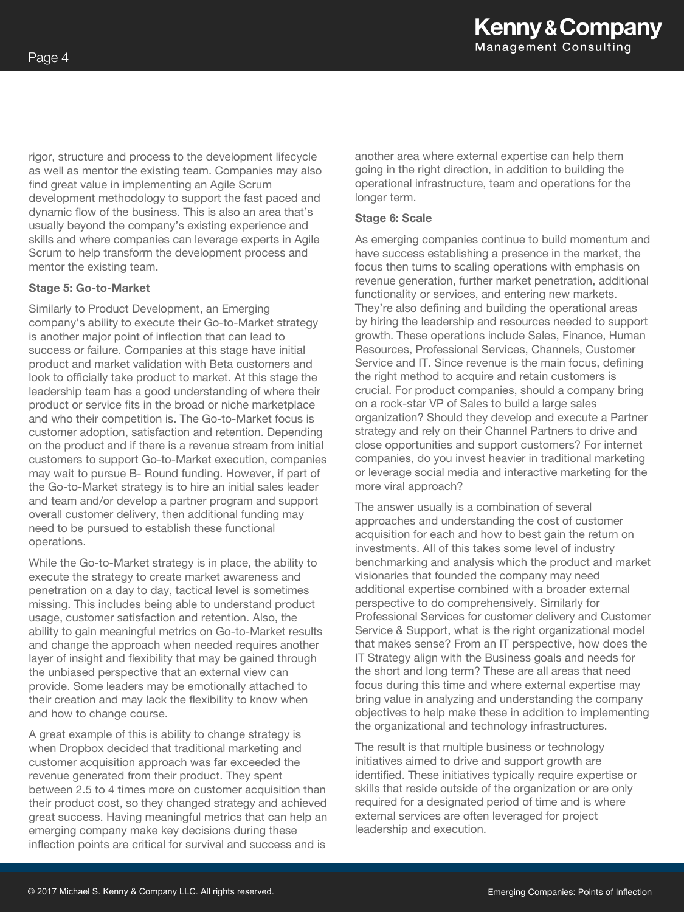rigor, structure and process to the development lifecycle as well as mentor the existing team. Companies may also find great value in implementing an Agile Scrum development methodology to support the fast paced and dynamic flow of the business. This is also an area that's usually beyond the company's existing experience and skills and where companies can leverage experts in Agile Scrum to help transform the development process and mentor the existing team.

**Stage 5: Go-to-Market**

Similarly to Product Development, an Emerging company's ability to execute their Go-to-Market strategy is another major point of inflection that can lead to success or failure. Companies at this stage have initial product and market validation with Beta customers and look to officially take product to market. At this stage the leadership team has a good understanding of where their product or service fits in the broad or niche marketplace and who their competition is. The Go-to-Market focus is customer adoption, satisfaction and retention. Depending on the product and if there is a revenue stream from initial customers to support Go-to-Market execution, companies may wait to pursue B- Round funding. However, if part of the Go-to-Market strategy is to hire an initial sales leader and team and/or develop a partner program and support overall customer delivery, then additional funding may need to be pursued to establish these functional operations.

While the Go-to-Market strategy is in place, the ability to execute the strategy to create market awareness and penetration on a day to day, tactical level is sometimes missing. This includes being able to understand product usage, customer satisfaction and retention. Also, the ability to gain meaningful metrics on Go-to-Market results and change the approach when needed requires another layer of insight and flexibility that may be gained through the unbiased perspective that an external view can provide. Some leaders may be emotionally attached to their creation and may lack the flexibility to know when and how to change course.

A great example of this is ability to change strategy is when Dropbox decided that traditional marketing and customer acquisition approach was far exceeded the revenue generated from their product. They spent between 2.5 to 4 times more on customer acquisition than their product cost, so they changed strategy and achieved great success. Having meaningful metrics that can help an emerging company make key decisions during these inflection points are critical for survival and success and is another area where external expertise can help them going in the right direction, in addition to building the operational infrastructure, team and operations for the longer term.

**Stage 6: Scale**

As emerging companies continue to build momentum and have success establishing a presence in the market, the focus then turns to scaling operations with emphasis on revenue generation, further market penetration, additional functionality or services, and entering new markets. They're also defining and building the operational areas by hiring the leadership and resources needed to support growth. These operations include Sales, Finance, Human Resources, Professional Services, Channels, Customer Service and IT. Since revenue is the main focus, defining the right method to acquire and retain customers is crucial. For product companies, should a company bring on a rock-star VP of Sales to build a large sales organization? Should they develop and execute a Partner strategy and rely on their Channel Partners to drive and close opportunities and support customers? For internet companies, do you invest heavier in traditional marketing or leverage social media and interactive marketing for the more viral approach?

The answer usually is a combination of several approaches and understanding the cost of customer acquisition for each and how to best gain the return on investments. All of this takes some level of industry benchmarking and analysis which the product and market visionaries that founded the company may need additional expertise combined with a broader external perspective to do comprehensively. Similarly for Professional Services for customer delivery and Customer Service & Support, what is the right organizational model that makes sense? From an IT perspective, how does the IT Strategy align with the Business goals and needs for the short and long term? These are all areas that need focus during this time and where external expertise may bring value in analyzing and understanding the company objectives to help make these in addition to implementing the organizational and technology infrastructures.

The result is that multiple business or technology initiatives aimed to drive and support growth are identified. These initiatives typically require expertise or skills that reside outside of the organization or are only required for a designated period of time and is where external services are often leveraged for project leadership and execution.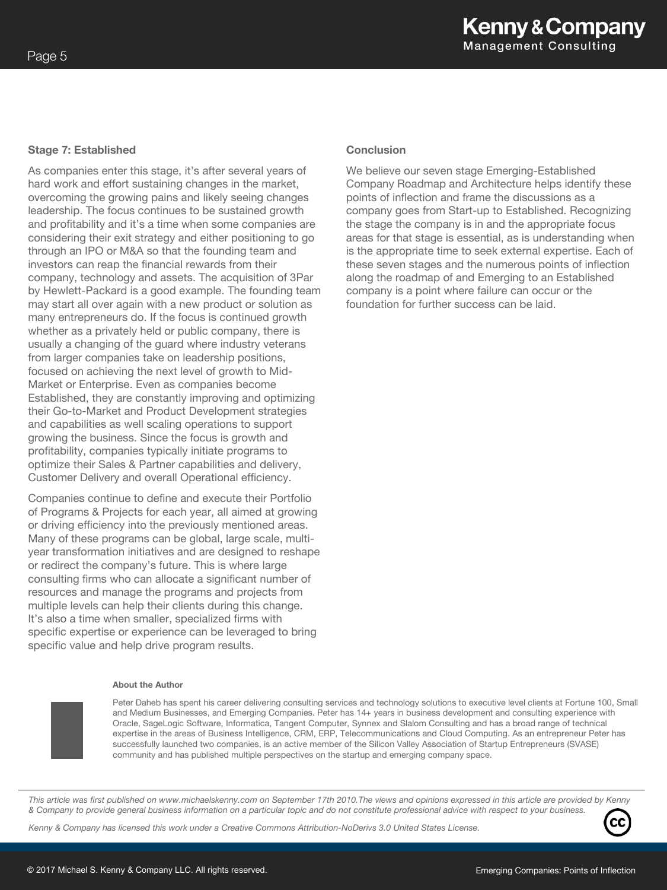### Stage 7: Established

As companies enter this stage, it's after several years of hard work and effort sustaining changes in the market, overcoming the growing pains and likely seeing changes leadership. The focus continues to be sustained growth and profitability and it's a time when some companies are considering their exit strategy and either positioning to go through an IPO or M&A so that the founding team and investors can reap the financial rewards from their company, technology and assets. The acquisition of 3Par by Hewlett-Packard is a good example. The founding team may start all over again with a new product or solution as many entrepreneurs do. If the focus is continued growth whether as a privately held or public company, there is usually a changing of the guard where industry veterans from larger companies take on leadership positions, focused on achieving the next level of growth to Mid-Market or Enterprise. Even as companies become Established, they are constantly improving and optimizing their Go-to-Market and Product Development strategies and capabilities as well scaling operations to support growing the business. Since the focus is growth and profitability, companies typically initiate programs to optimize their Sales & Partner capabilities and delivery, Customer Delivery and overall Operational efficiency.

Companies continue to define and execute their Portfolio of Programs & Projects for each year, all aimed at growing or driving efficiency into the previously mentioned areas. Many of these programs can be global, large scale, multi-year transformation initiatives and are designed to reshape or redirect the company's future. This is where large consulting firms who can allocate a significant number of resources and manage the programs and projects from multiple levels can help their clients during this change. It's also a time when smaller, specialized firms with specific expertise or experience can be leveraged to bring specific value and help drive program results.

### Conclusion

We believe our seven stage Emerging-Established Company Roadmap and Architecture helps identify these points of inflection and frame the discussions as a company goes from Start-up to Established. Recognizing the stage the company is in and the appropriate focus areas for that stage is essential, as is understanding when is the appropriate time to seek external expertise. Each of these seven stages and the numerous points of inflection along the roadmap of and Emerging to an Established company is a point where failure can occur or the foundation for further success can be laid.

**About the Author**

Peter Daheb has spent his career delivering consulting services and technology solutions to executive level clients at Fortune 100, Small and Medium Businesses, and Emerging Companies. Peter has 14+ years in business development and consulting experience with Oracle, SageLogic Software, Informatica, Tangent Computer, Synnex and Slalom Consulting and has a broad range of technical expertise in the areas of Business Intelligence, CRM, ERP, Telecommunications and Cloud Computing. As an entrepreneur Peter has successfully launched two companies, is an active member of the Silicon Valley Association of Startup Entrepreneurs (SVASE) community and has published multiple perspectives on the startup and emerging company space.

---

*This article was first published on www.michaelskenny.com on September 17th 2010.The views and opinions expressed in this article are provided by Kenny & Company to provide general business information on a particular topic and do not constitute professional advice with respect to your business.*

*Kenny & Company has licensed this work under a Creative Commons Attribution-NoDerivs 3.0 United States License.*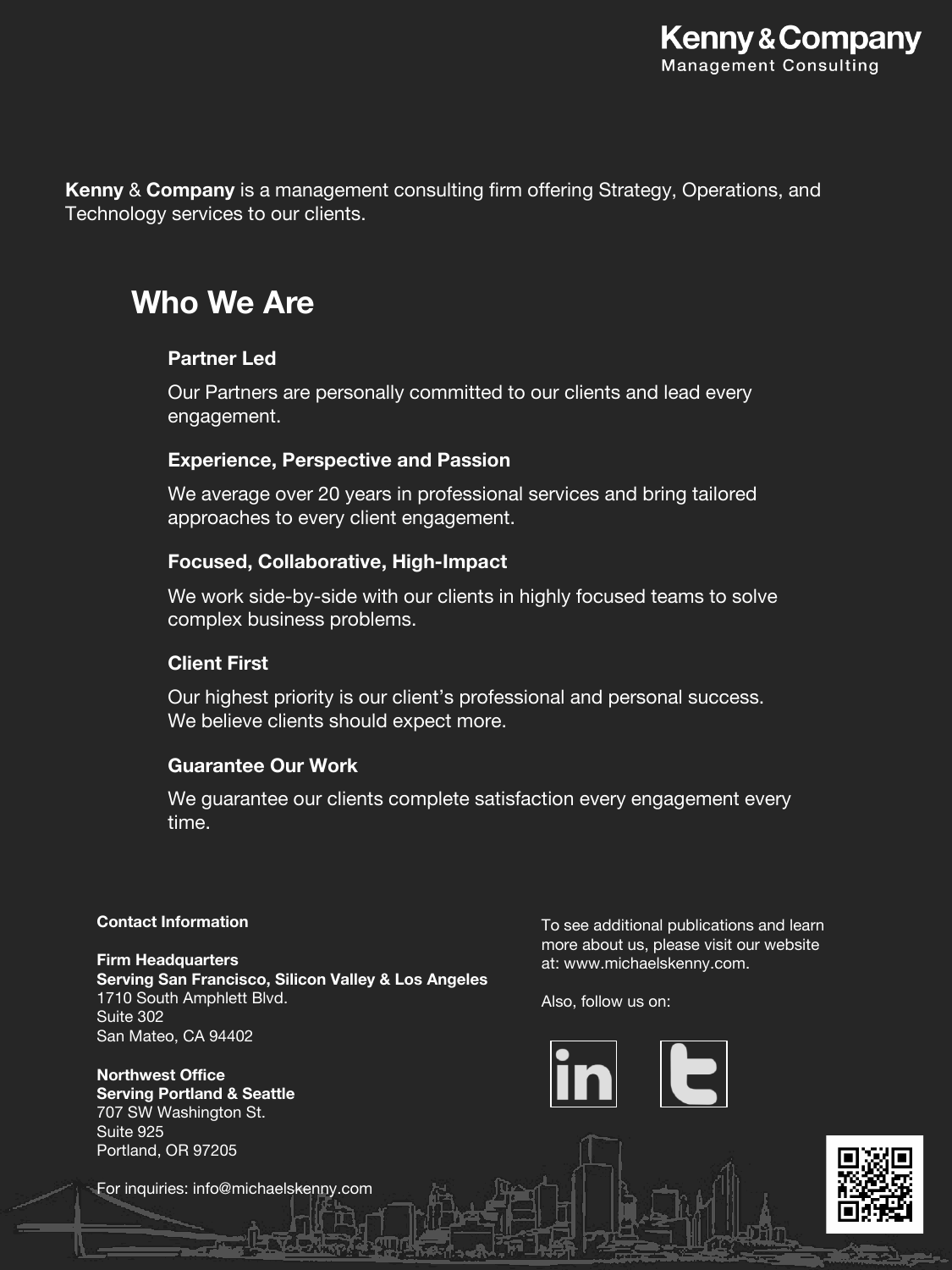**Kenny & Company**
Management Consulting

**Kenny** & **Company** is a management consulting firm offering Strategy, Operations, and Technology services to our clients.

## Who We Are

### Partner Led

Our Partners are personally committed to our clients and lead every engagement.

### Experience, Perspective and Passion

We average over 20 years in professional services and bring tailored approaches to every client engagement.

### Focused, Collaborative, High-Impact

We work side-by-side with our clients in highly focused teams to solve complex business problems.

### Client First

Our highest priority is our client's professional and personal success. We believe clients should expect more.

### Guarantee Our Work

We guarantee our clients complete satisfaction every engagement every time.

**Contact Information**

**Firm Headquarters**
**Serving San Francisco, Silicon Valley & Los Angeles**
1710 South Amphlett Blvd.
Suite 302
San Mateo, CA 94402

**Northwest Office**
**Serving Portland & Seattle**
707 SW Washington St.
Suite 925
Portland, OR 97205

For inquiries: info@michaelskenny.com

To see additional publications and learn more about us, please visit our website at: www.michaelskenny.com.

Also, follow us on: